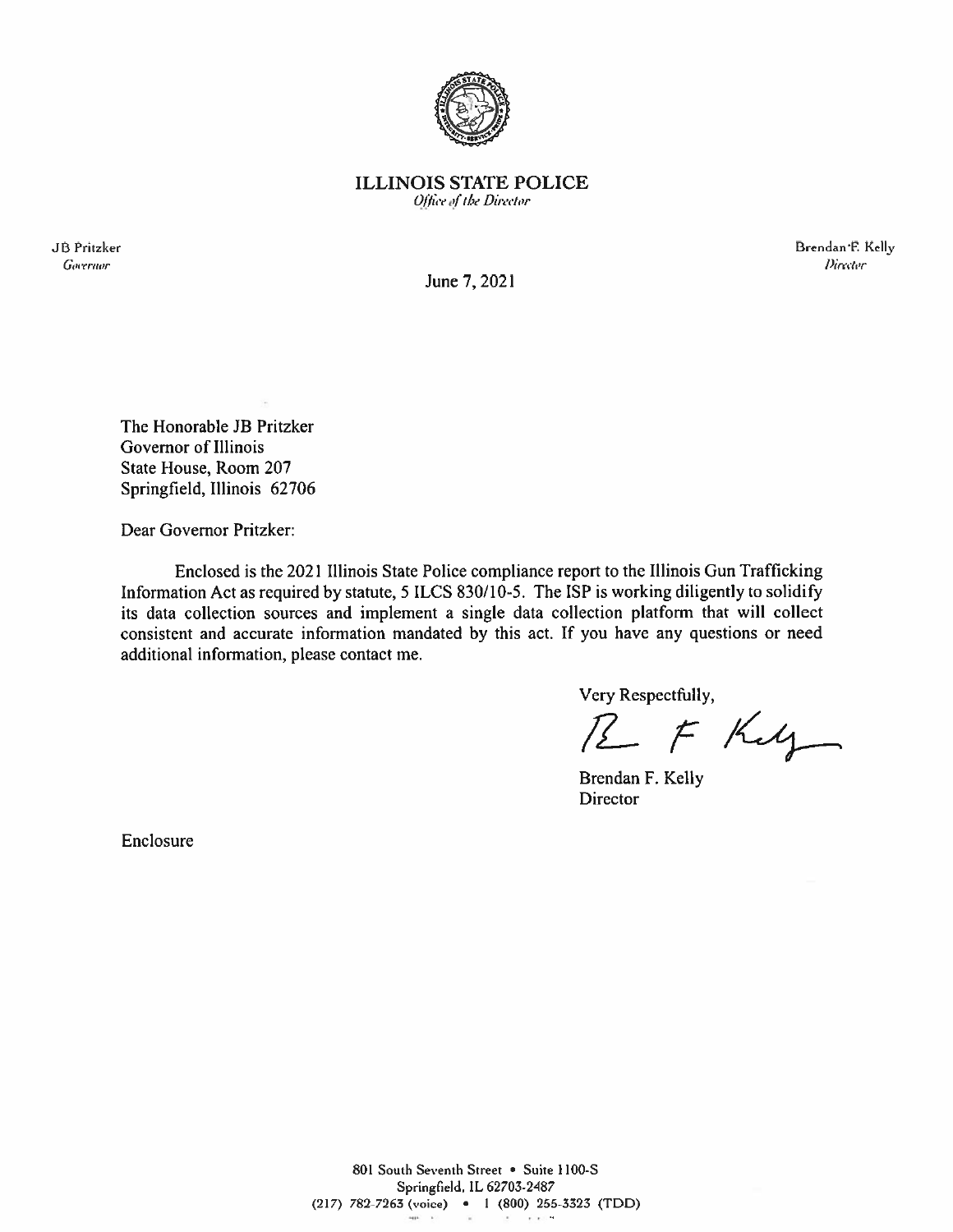# ILLINOIS STATE POLICE

*Office of the Director*

JB Pritzker
*Governor*

Brendan F. Kelly
*Director*

June 7, 2021

The Honorable JB Pritzker
Governor of Illinois
State House, Room 207
Springfield, Illinois 62706

Dear Governor Pritzker:

Enclosed is the 2021 Illinois State Police compliance report to the Illinois Gun Trafficking Information Act as required by statute, 5 ILCS 830/10-5. The ISP is working diligently to solidify its data collection sources and implement a single data collection platform that will collect consistent and accurate information mandated by this act. If you have any questions or need additional information, please contact me.

Very Respectfully,

Brendan F. Kelly
Director

Enclosure

801 South Seventh Street • Suite 1100-S
Springfield, IL 62703-2487
(217) 782-7263 (voice) • 1 (800) 255-3323 (TDD)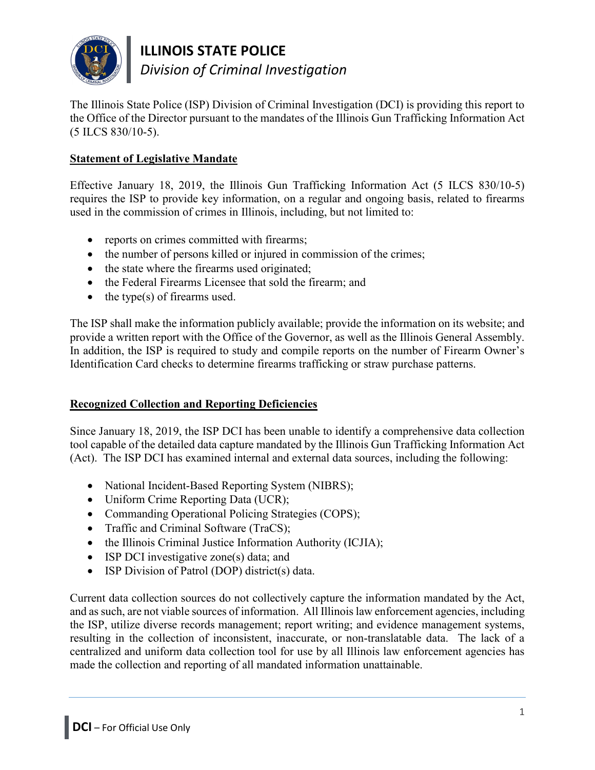# ILLINOIS STATE POLICE

*Division of Criminal Investigation*

The Illinois State Police (ISP) Division of Criminal Investigation (DCI) is providing this report to the Office of the Director pursuant to the mandates of the Illinois Gun Trafficking Information Act (5 ILCS 830/10-5).

## Statement of Legislative Mandate

Effective January 18, 2019, the Illinois Gun Trafficking Information Act (5 ILCS 830/10-5) requires the ISP to provide key information, on a regular and ongoing basis, related to firearms used in the commission of crimes in Illinois, including, but not limited to:

- reports on crimes committed with firearms;
- the number of persons killed or injured in commission of the crimes;
- the state where the firearms used originated;
- the Federal Firearms Licensee that sold the firearm; and
- the type(s) of firearms used.

The ISP shall make the information publicly available; provide the information on its website; and provide a written report with the Office of the Governor, as well as the Illinois General Assembly. In addition, the ISP is required to study and compile reports on the number of Firearm Owner's Identification Card checks to determine firearms trafficking or straw purchase patterns.

## Recognized Collection and Reporting Deficiencies

Since January 18, 2019, the ISP DCI has been unable to identify a comprehensive data collection tool capable of the detailed data capture mandated by the Illinois Gun Trafficking Information Act (Act). The ISP DCI has examined internal and external data sources, including the following:

- National Incident-Based Reporting System (NIBRS);
- Uniform Crime Reporting Data (UCR);
- Commanding Operational Policing Strategies (COPS);
- Traffic and Criminal Software (TraCS);
- the Illinois Criminal Justice Information Authority (ICJIA);
- ISP DCI investigative zone(s) data; and
- ISP Division of Patrol (DOP) district(s) data.

Current data collection sources do not collectively capture the information mandated by the Act, and as such, are not viable sources of information. All Illinois law enforcement agencies, including the ISP, utilize diverse records management; report writing; and evidence management systems, resulting in the collection of inconsistent, inaccurate, or non-translatable data. The lack of a centralized and uniform data collection tool for use by all Illinois law enforcement agencies has made the collection and reporting of all mandated information unattainable.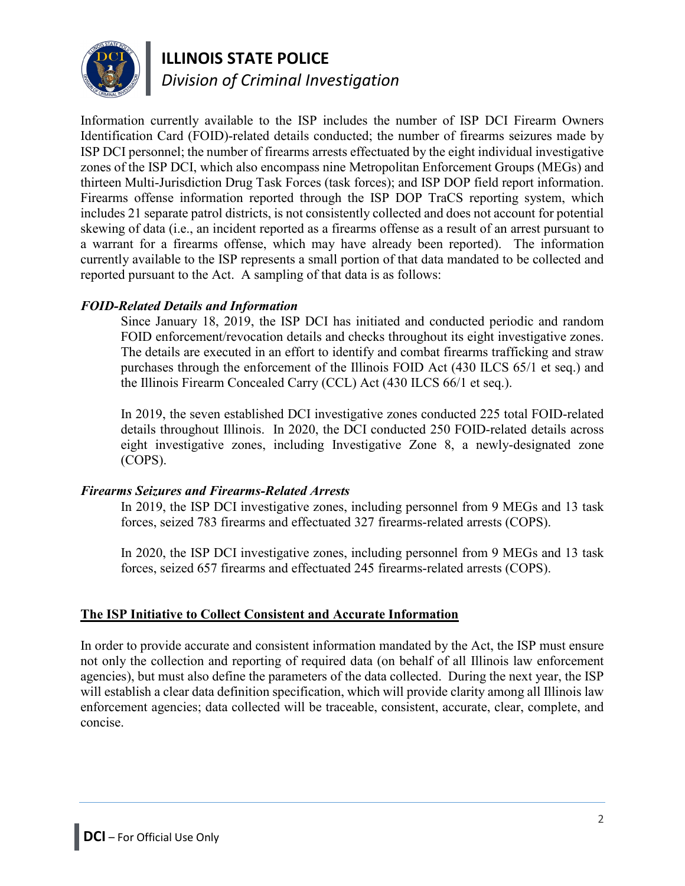Information currently available to the ISP includes the number of ISP DCI Firearm Owners Identification Card (FOID)-related details conducted; the number of firearms seizures made by ISP DCI personnel; the number of firearms arrests effectuated by the eight individual investigative zones of the ISP DCI, which also encompass nine Metropolitan Enforcement Groups (MEGs) and thirteen Multi-Jurisdiction Drug Task Forces (task forces); and ISP DOP field report information. Firearms offense information reported through the ISP DOP TraCS reporting system, which includes 21 separate patrol districts, is not consistently collected and does not account for potential skewing of data (i.e., an incident reported as a firearms offense as a result of an arrest pursuant to a warrant for a firearms offense, which may have already been reported). The information currently available to the ISP represents a small portion of that data mandated to be collected and reported pursuant to the Act. A sampling of that data is as follows:

***FOID-Related Details and Information***

Since January 18, 2019, the ISP DCI has initiated and conducted periodic and random FOID enforcement/revocation details and checks throughout its eight investigative zones. The details are executed in an effort to identify and combat firearms trafficking and straw purchases through the enforcement of the Illinois FOID Act (430 ILCS 65/1 et seq.) and the Illinois Firearm Concealed Carry (CCL) Act (430 ILCS 66/1 et seq.).

In 2019, the seven established DCI investigative zones conducted 225 total FOID-related details throughout Illinois. In 2020, the DCI conducted 250 FOID-related details across eight investigative zones, including Investigative Zone 8, a newly-designated zone (COPS).

***Firearms Seizures and Firearms-Related Arrests***

In 2019, the ISP DCI investigative zones, including personnel from 9 MEGs and 13 task forces, seized 783 firearms and effectuated 327 firearms-related arrests (COPS).

In 2020, the ISP DCI investigative zones, including personnel from 9 MEGs and 13 task forces, seized 657 firearms and effectuated 245 firearms-related arrests (COPS).

## The ISP Initiative to Collect Consistent and Accurate Information

In order to provide accurate and consistent information mandated by the Act, the ISP must ensure not only the collection and reporting of required data (on behalf of all Illinois law enforcement agencies), but must also define the parameters of the data collected. During the next year, the ISP will establish a clear data definition specification, which will provide clarity among all Illinois law enforcement agencies; data collected will be traceable, consistent, accurate, clear, complete, and concise.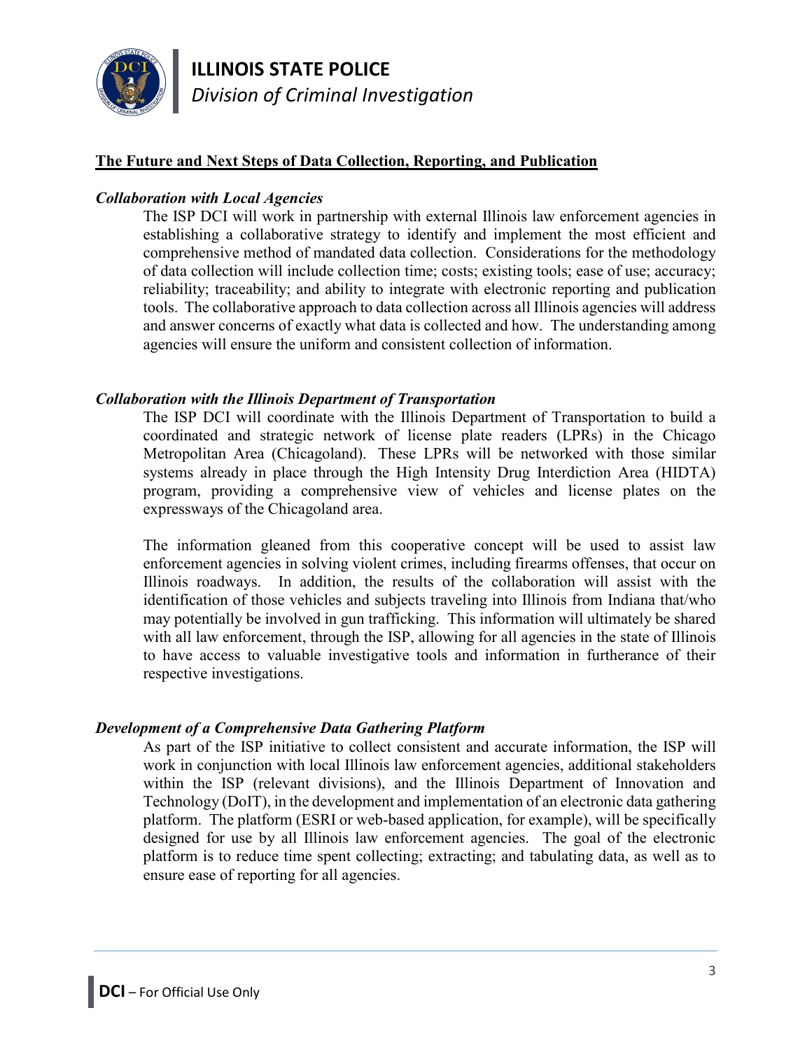## The Future and Next Steps of Data Collection, Reporting, and Publication

### *Collaboration with Local Agencies*

The ISP DCI will work in partnership with external Illinois law enforcement agencies in establishing a collaborative strategy to identify and implement the most efficient and comprehensive method of mandated data collection. Considerations for the methodology of data collection will include collection time; costs; existing tools; ease of use; accuracy; reliability; traceability; and ability to integrate with electronic reporting and publication tools. The collaborative approach to data collection across all Illinois agencies will address and answer concerns of exactly what data is collected and how. The understanding among agencies will ensure the uniform and consistent collection of information.

### *Collaboration with the Illinois Department of Transportation*

The ISP DCI will coordinate with the Illinois Department of Transportation to build a coordinated and strategic network of license plate readers (LPRs) in the Chicago Metropolitan Area (Chicagoland). These LPRs will be networked with those similar systems already in place through the High Intensity Drug Interdiction Area (HIDTA) program, providing a comprehensive view of vehicles and license plates on the expressways of the Chicagoland area.

The information gleaned from this cooperative concept will be used to assist law enforcement agencies in solving violent crimes, including firearms offenses, that occur on Illinois roadways. In addition, the results of the collaboration will assist with the identification of those vehicles and subjects traveling into Illinois from Indiana that/who may potentially be involved in gun trafficking. This information will ultimately be shared with all law enforcement, through the ISP, allowing for all agencies in the state of Illinois to have access to valuable investigative tools and information in furtherance of their respective investigations.

### *Development of a Comprehensive Data Gathering Platform*

As part of the ISP initiative to collect consistent and accurate information, the ISP will work in conjunction with local Illinois law enforcement agencies, additional stakeholders within the ISP (relevant divisions), and the Illinois Department of Innovation and Technology (DoIT), in the development and implementation of an electronic data gathering platform. The platform (ESRI or web-based application, for example), will be specifically designed for use by all Illinois law enforcement agencies. The goal of the electronic platform is to reduce time spent collecting; extracting; and tabulating data, as well as to ensure ease of reporting for all agencies.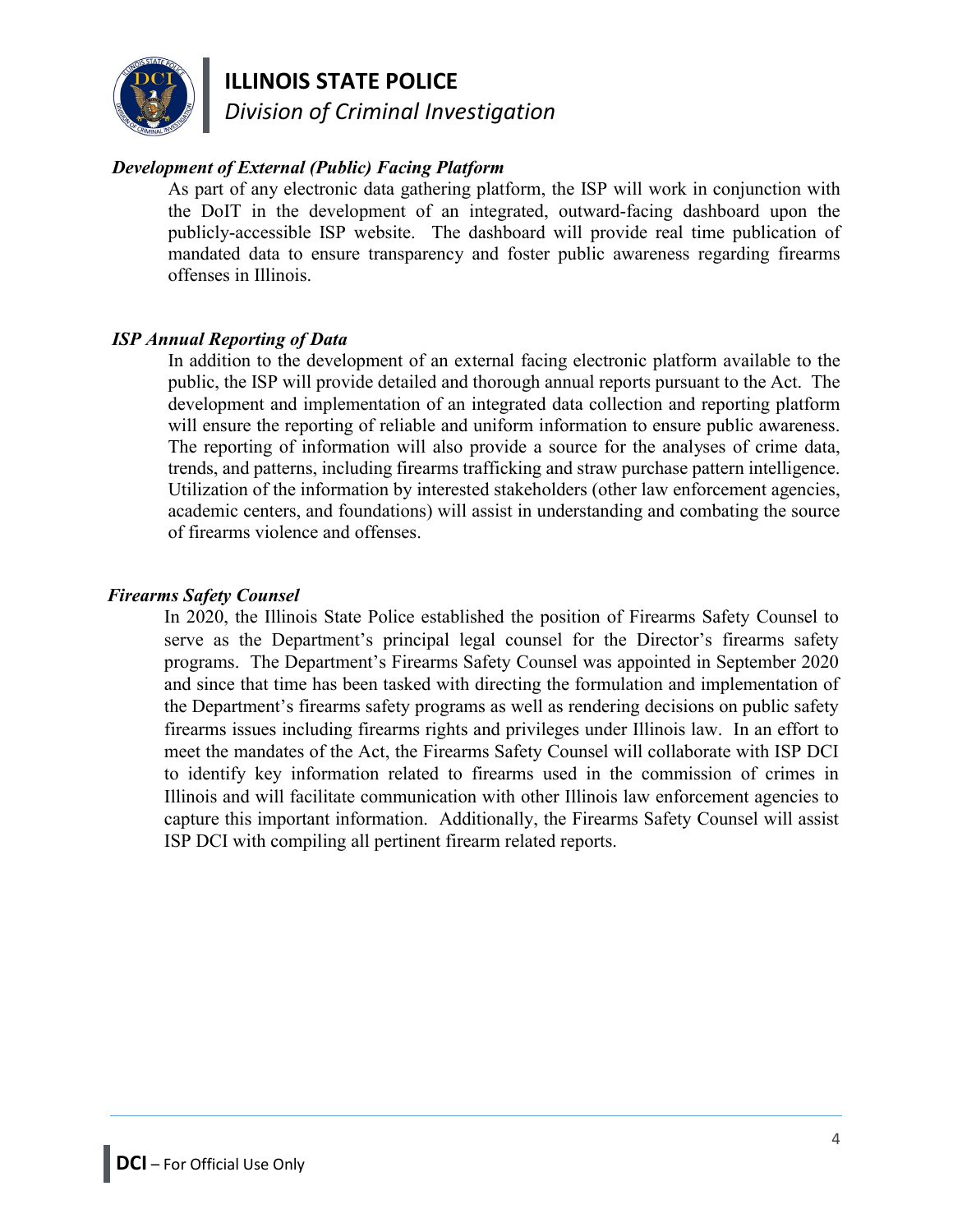### *Development of External (Public) Facing Platform*

As part of any electronic data gathering platform, the ISP will work in conjunction with the DoIT in the development of an integrated, outward-facing dashboard upon the publicly-accessible ISP website. The dashboard will provide real time publication of mandated data to ensure transparency and foster public awareness regarding firearms offenses in Illinois.

### *ISP Annual Reporting of Data*

In addition to the development of an external facing electronic platform available to the public, the ISP will provide detailed and thorough annual reports pursuant to the Act. The development and implementation of an integrated data collection and reporting platform will ensure the reporting of reliable and uniform information to ensure public awareness. The reporting of information will also provide a source for the analyses of crime data, trends, and patterns, including firearms trafficking and straw purchase pattern intelligence. Utilization of the information by interested stakeholders (other law enforcement agencies, academic centers, and foundations) will assist in understanding and combating the source of firearms violence and offenses.

### *Firearms Safety Counsel*

In 2020, the Illinois State Police established the position of Firearms Safety Counsel to serve as the Department's principal legal counsel for the Director's firearms safety programs. The Department's Firearms Safety Counsel was appointed in September 2020 and since that time has been tasked with directing the formulation and implementation of the Department's firearms safety programs as well as rendering decisions on public safety firearms issues including firearms rights and privileges under Illinois law. In an effort to meet the mandates of the Act, the Firearms Safety Counsel will collaborate with ISP DCI to identify key information related to firearms used in the commission of crimes in Illinois and will facilitate communication with other Illinois law enforcement agencies to capture this important information. Additionally, the Firearms Safety Counsel will assist ISP DCI with compiling all pertinent firearm related reports.